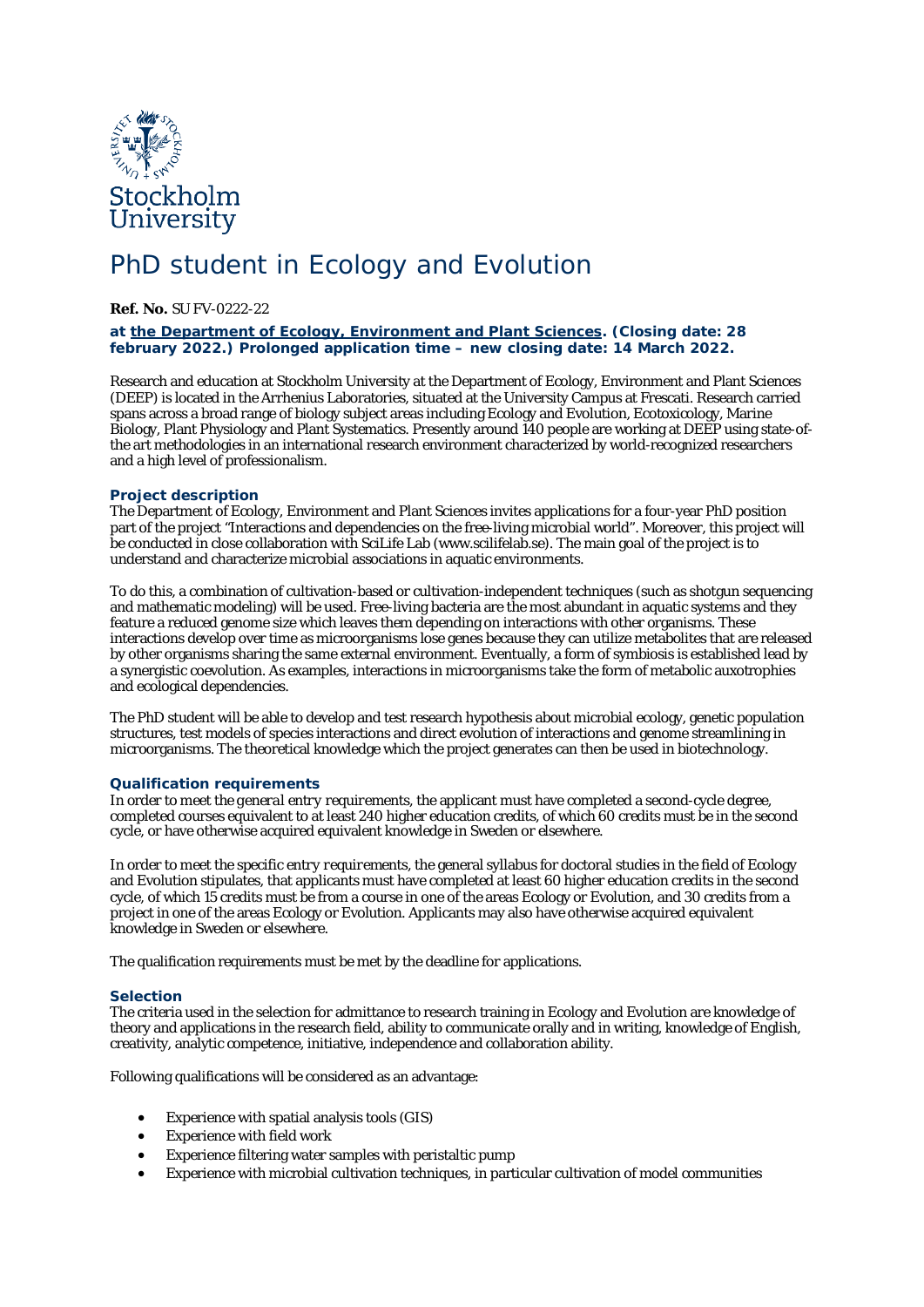Stockholm University

# PhD student in Ecology and Evolution

**Ref. No.** SU FV-0222-22

**at the Department of Ecology, Environment and Plant Sciences. (Closing date: 28 february 2022.) Prolonged application time – new closing date: 14 March 2022.**

Research and education at Stockholm University at the Department of Ecology, Environment and Plant Sciences (DEEP) is located in the Arrhenius Laboratories, situated at the University Campus at Frescati. Research carried spans across a broad range of biology subject areas including Ecology and Evolution, Ecotoxicology, Marine Biology, Plant Physiology and Plant Systematics. Presently around 140 people are working at DEEP using state-of-the art methodologies in an international research environment characterized by world-recognized researchers and a high level of professionalism.

### Project description

The Department of Ecology, Environment and Plant Sciences invites applications for a four-year PhD position part of the project "Interactions and dependencies on the free-living microbial world". Moreover, this project will be conducted in close collaboration with SciLife Lab (www.scilifelab.se). The main goal of the project is to understand and characterize microbial associations in aquatic environments.

To do this, a combination of cultivation-based or cultivation-independent techniques (such as shotgun sequencing and mathematic modeling) will be used. Free-living bacteria are the most abundant in aquatic systems and they feature a reduced genome size which leaves them depending on interactions with other organisms. These interactions develop over time as microorganisms lose genes because they can utilize metabolites that are released by other organisms sharing the same external environment. Eventually, a form of symbiosis is established lead by a synergistic coevolution. As examples, interactions in microorganisms take the form of metabolic auxotrophies and ecological dependencies.

The PhD student will be able to develop and test research hypothesis about microbial ecology, genetic population structures, test models of species interactions and direct evolution of interactions and genome streamlining in microorganisms. The theoretical knowledge which the project generates can then be used in biotechnology.

### Qualification requirements

In order to meet the *general entry requirements*, the applicant must have completed a second-cycle degree, completed courses equivalent to at least 240 higher education credits, of which 60 credits must be in the second cycle, or have otherwise acquired equivalent knowledge in Sweden or elsewhere.

In order to meet the *specific entry requirements*, the general syllabus for doctoral studies in the field of Ecology and Evolution stipulates, that applicants must have completed at least 60 higher education credits in the second cycle, of which 15 credits must be from a course in one of the areas Ecology or Evolution, and 30 credits from a project in one of the areas Ecology or Evolution. Applicants may also have otherwise acquired equivalent knowledge in Sweden or elsewhere.

The qualification requirements must be met by the deadline for applications.

### Selection

The criteria used in the selection for admittance to research training in Ecology and Evolution are knowledge of theory and applications in the research field, ability to communicate orally and in writing, knowledge of English, creativity, analytic competence, initiative, independence and collaboration ability.

Following qualifications will be considered as an advantage:

- Experience with spatial analysis tools (GIS)
- Experience with field work
- Experience filtering water samples with peristaltic pump
- Experience with microbial cultivation techniques, in particular cultivation of model communities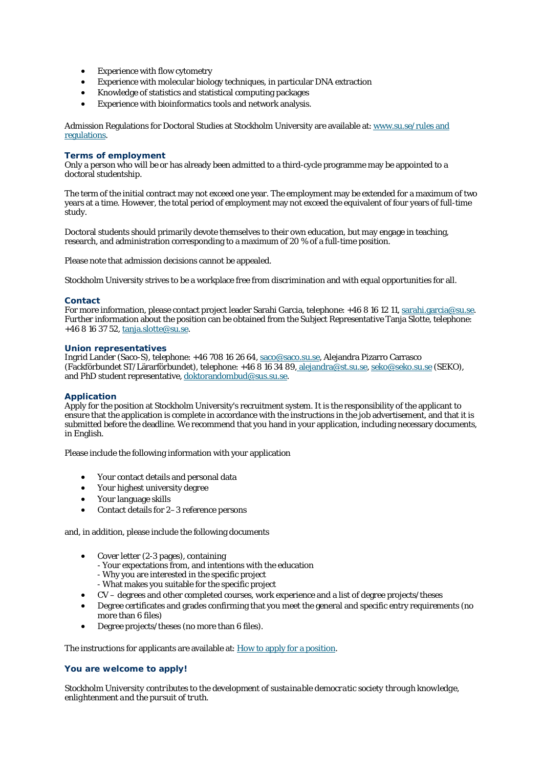- Experience with flow cytometry
- Experience with molecular biology techniques, in particular DNA extraction
- Knowledge of statistics and statistical computing packages
- Experience with bioinformatics tools and network analysis.

Admission Regulations for Doctoral Studies at Stockholm University are available at: [www.su.se/rules and regulations](www.su.se/rules and regulations).

### Terms of employment

Only a person who will be or has already been admitted to a third-cycle programme may be appointed to a doctoral studentship.

The term of the initial contract may not exceed one year. The employment may be extended for a maximum of two years at a time. However, the total period of employment may not exceed the equivalent of four years of full-time study.

Doctoral students should primarily devote themselves to their own education, but may engage in teaching, research, and administration corresponding to a maximum of 20 % of a full-time position.

Please note that admission decisions cannot be appealed.

Stockholm University strives to be a workplace free from discrimination and with equal opportunities for all.

### Contact

For more information, please contact project leader Sarahi Garcia, telephone: +46 8 16 12 11, sarahi.garcia@su.se. Further information about the position can be obtained from the Subject Representative Tanja Slotte, telephone: +46 8 16 37 52, tanja.slotte@su.se.

### Union representatives

Ingrid Lander (Saco-S), telephone: +46 708 16 26 64, saco@saco.su.se, Alejandra Pizarro Carrasco (Fackförbundet ST/Lärarförbundet), telephone: +46 8 16 34 89, alejandra@st.su.se, seko@seko.su.se (SEKO), and PhD student representative, doktorandombud@sus.su.se.

### Application

Apply for the position at Stockholm University's recruitment system. It is the responsibility of the applicant to ensure that the application is complete in accordance with the instructions in the job advertisement, and that it is submitted before the deadline. We recommend that you hand in your application, including necessary documents, in English.

Please include the following information with your application

- Your contact details and personal data
- Your highest university degree
- Your language skills
- Contact details for 2–3 reference persons

and, in addition, please include the following documents

- Cover letter (2-3 pages), containing
  - Your expectations from, and intentions with the education
  - Why you are interested in the specific project
  - What makes you suitable for the specific project
- CV – degrees and other completed courses, work experience and a list of degree projects/theses
- Degree certificates and grades confirming that you meet the general and specific entry requirements (no more than 6 files)
- Degree projects/theses (no more than 6 files).

The instructions for applicants are available at: How to apply for a position.

### You are welcome to apply!

*Stockholm University contributes to the development of sustainable democratic society through knowledge, enlightenment and the pursuit of truth.*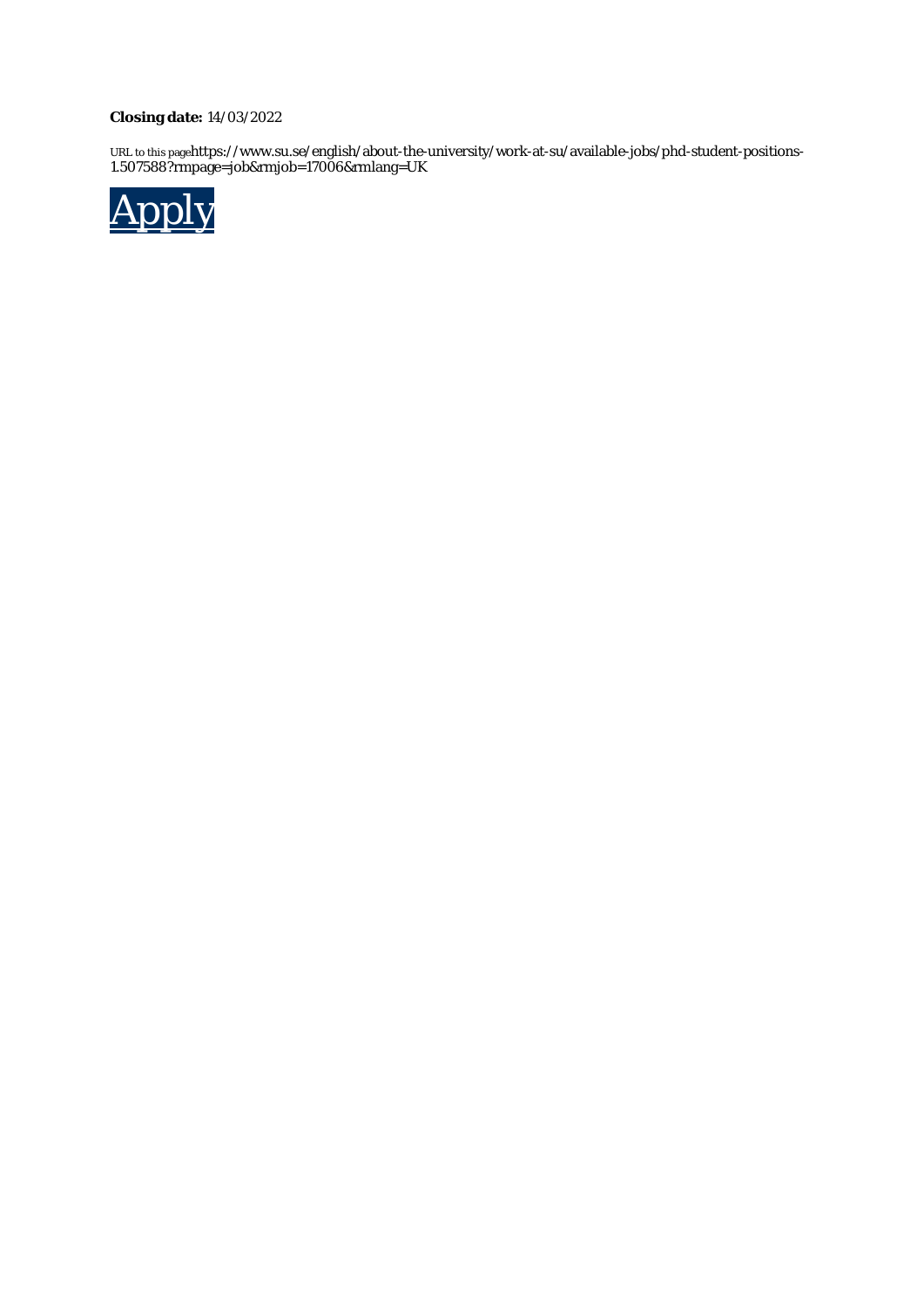**Closing date:** 14/03/2022

URL to this pagehttps://www.su.se/english/about-the-university/work-at-su/available-jobs/phd-student-positions-1.507588?rmpage=job&rmjob=17006&rmlang=UK

Apply